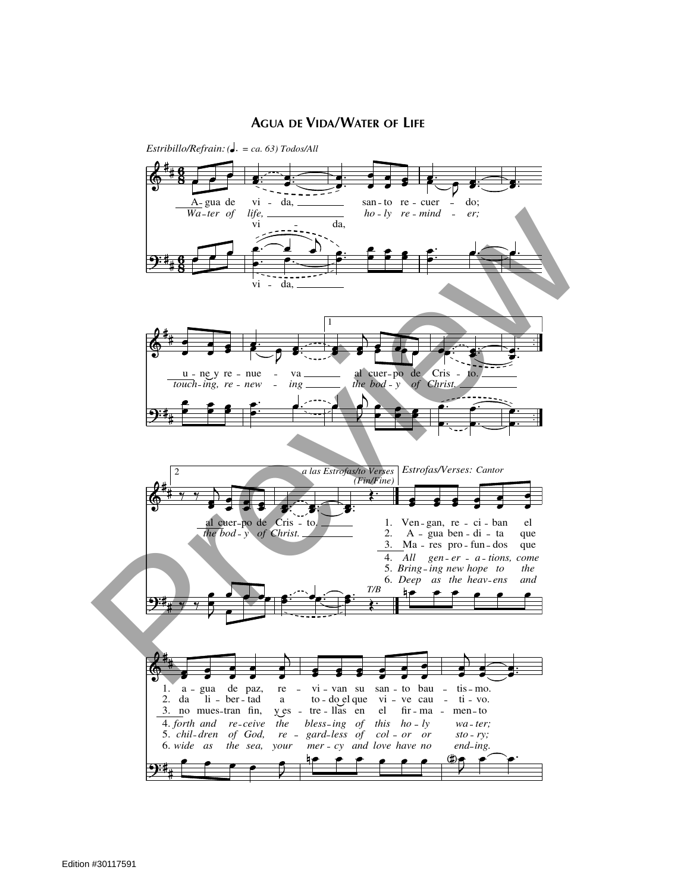# Agua de Vida/Water of Life

*Estribillo/Refrain:* (♩. = ca. 63) *Todos/All*

A-gua de vi - da, santo re-cuer - do;
*Wa-ter of life, holy re-mind - er;*
vi - da,

u - ne y re - nue - va al cuer-po de Cris - to.
*touch-ing, re - new - ing the bod - y of Christ.*

2 — al cuer-po de Cris - to.
*the bod - y of Christ.*

*a las Estrofas/to Verses (Fin/Fine)*

*Estrofas/Verses: Cantor*

*T/B*

1. Ven-gan, re - ci - ban el a - gua de paz, re - vi - van su san - to bau - tis - mo.
2. A - gua ben - di - ta que da li - ber - tad a to - do el que vi - ve cau - ti - vo.
3. Ma - res pro - fun - dos que no mues - tran fin, y es - tre - llas en el fir - ma - men - to
4. *All gen - er - a - tions, come forth and re - ceive the bless - ing of this ho - ly wa - ter;*
5. *Bring - ing new hope to the chil - dren of God, re - gard - less of col - or or sto - ry;*
6. *Deep as the heav - ens and wide as the sea, your mer - cy and love have no end - ing.*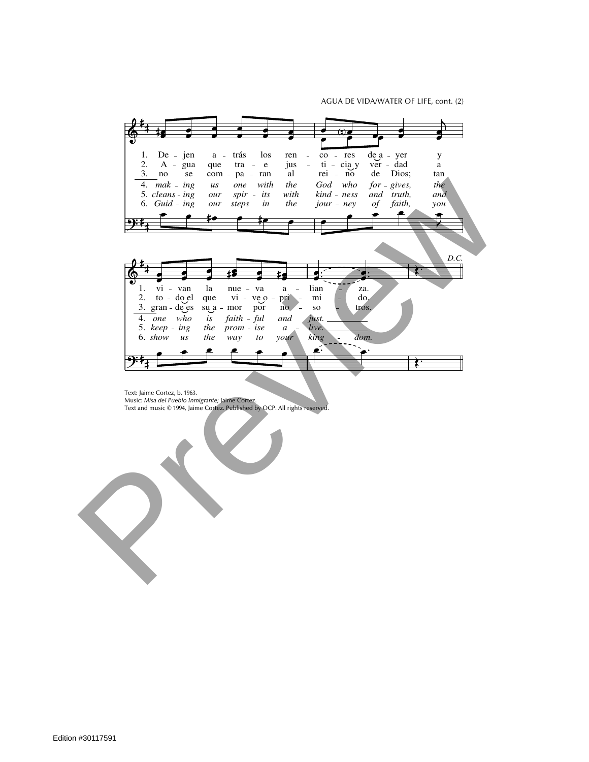AGUA DE VIDA/WATER OF LIFE, cont. (2)

1. De - jen a - trás los ren - co - res de a - yer y vi - van la nue - va a - lian - za.
2. A - gua que tra - e jus - ti - cia y ver - dad a to - do el que vi - ve o - pri - mi - do.
3. no se com - pa - ran al rei - no de Dios; tan gran - de es su a - mor por no - so - tros.

4. *mak - ing us one with the God who for - gives, the one who is faith - ful and just.*
5. *cleans - ing our spir - its with kind - ness and truth, and keep - ing the prom - ise a - live.*
6. *Guid - ing our steps in the jour - ney of faith, you show us the way to your king - dom.*

D.C.

Text: Jaime Cortez, b. 1963.
Music: *Misa del Pueblo Inmigrante;* Jaime Cortez.
Text and music © 1994, Jaime Cortez. Published by OCP. All rights reserved.

Edition #30117591